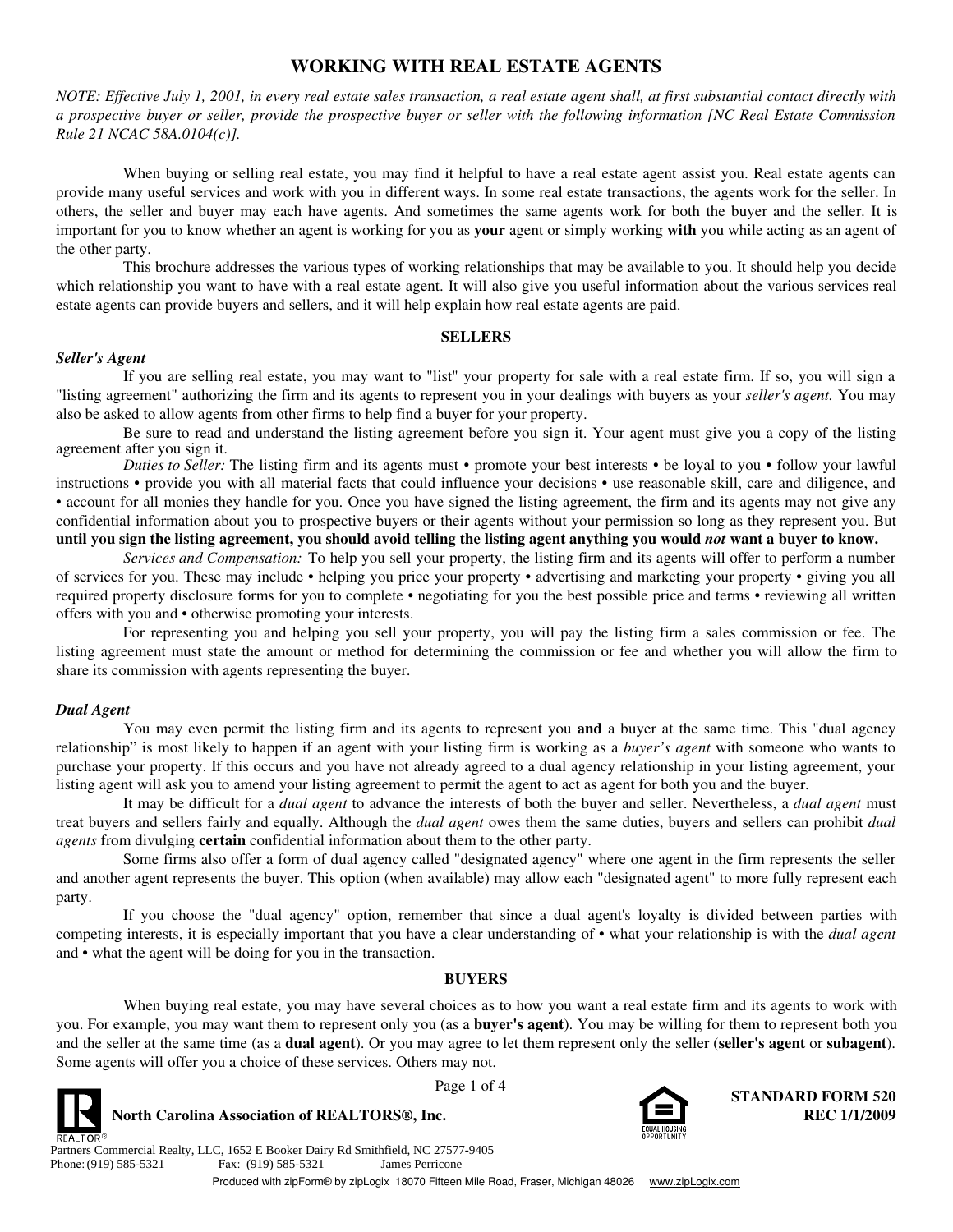# WORKING WITH REAL ESTATE AGENTS

*NOTE: Effective July 1, 2001, in every real estate sales transaction, a real estate agent shall, at first substantial contact directly with a prospective buyer or seller, provide the prospective buyer or seller with the following information [NC Real Estate Commission Rule 21 NCAC 58A.0104(c)].*

When buying or selling real estate, you may find it helpful to have a real estate agent assist you. Real estate agents can provide many useful services and work with you in different ways. In some real estate transactions, the agents work for the seller. In others, the seller and buyer may each have agents. And sometimes the same agents work for both the buyer and the seller. It is important for you to know whether an agent is working for you as **your** agent or simply working **with** you while acting as an agent of the other party.

This brochure addresses the various types of working relationships that may be available to you. It should help you decide which relationship you want to have with a real estate agent. It will also give you useful information about the various services real estate agents can provide buyers and sellers, and it will help explain how real estate agents are paid.

## SELLERS

### *Seller's Agent*

If you are selling real estate, you may want to "list" your property for sale with a real estate firm. If so, you will sign a "listing agreement" authorizing the firm and its agents to represent you in your dealings with buyers as your *seller's agent.* You may also be asked to allow agents from other firms to help find a buyer for your property.

Be sure to read and understand the listing agreement before you sign it. Your agent must give you a copy of the listing agreement after you sign it.

*Duties to Seller:* The listing firm and its agents must • promote your best interests • be loyal to you • follow your lawful instructions • provide you with all material facts that could influence your decisions • use reasonable skill, care and diligence, and • account for all monies they handle for you. Once you have signed the listing agreement, the firm and its agents may not give any confidential information about you to prospective buyers or their agents without your permission so long as they represent you. But **until you sign the listing agreement, you should avoid telling the listing agent anything you would *not* want a buyer to know.**

*Services and Compensation:* To help you sell your property, the listing firm and its agents will offer to perform a number of services for you. These may include • helping you price your property • advertising and marketing your property • giving you all required property disclosure forms for you to complete • negotiating for you the best possible price and terms • reviewing all written offers with you and • otherwise promoting your interests.

For representing you and helping you sell your property, you will pay the listing firm a sales commission or fee. The listing agreement must state the amount or method for determining the commission or fee and whether you will allow the firm to share its commission with agents representing the buyer.

### *Dual Agent*

You may even permit the listing firm and its agents to represent you **and** a buyer at the same time. This "dual agency relationship" is most likely to happen if an agent with your listing firm is working as a *buyer's agent* with someone who wants to purchase your property. If this occurs and you have not already agreed to a dual agency relationship in your listing agreement, your listing agent will ask you to amend your listing agreement to permit the agent to act as agent for both you and the buyer.

It may be difficult for a *dual agent* to advance the interests of both the buyer and seller. Nevertheless, a *dual agent* must treat buyers and sellers fairly and equally. Although the *dual agent* owes them the same duties, buyers and sellers can prohibit *dual agents* from divulging **certain** confidential information about them to the other party.

Some firms also offer a form of dual agency called "designated agency" where one agent in the firm represents the seller and another agent represents the buyer. This option (when available) may allow each "designated agent" to more fully represent each party.

If you choose the "dual agency" option, remember that since a dual agent's loyalty is divided between parties with competing interests, it is especially important that you have a clear understanding of • what your relationship is with the *dual agent* and • what the agent will be doing for you in the transaction.

## BUYERS

When buying real estate, you may have several choices as to how you want a real estate firm and its agents to work with you. For example, you may want them to represent only you (as a **buyer's agent**). You may be willing for them to represent both you and the seller at the same time (as a **dual agent**). Or you may agree to let them represent only the seller (**seller's agent** or **subagent**). Some agents will offer you a choice of these services. Others may not.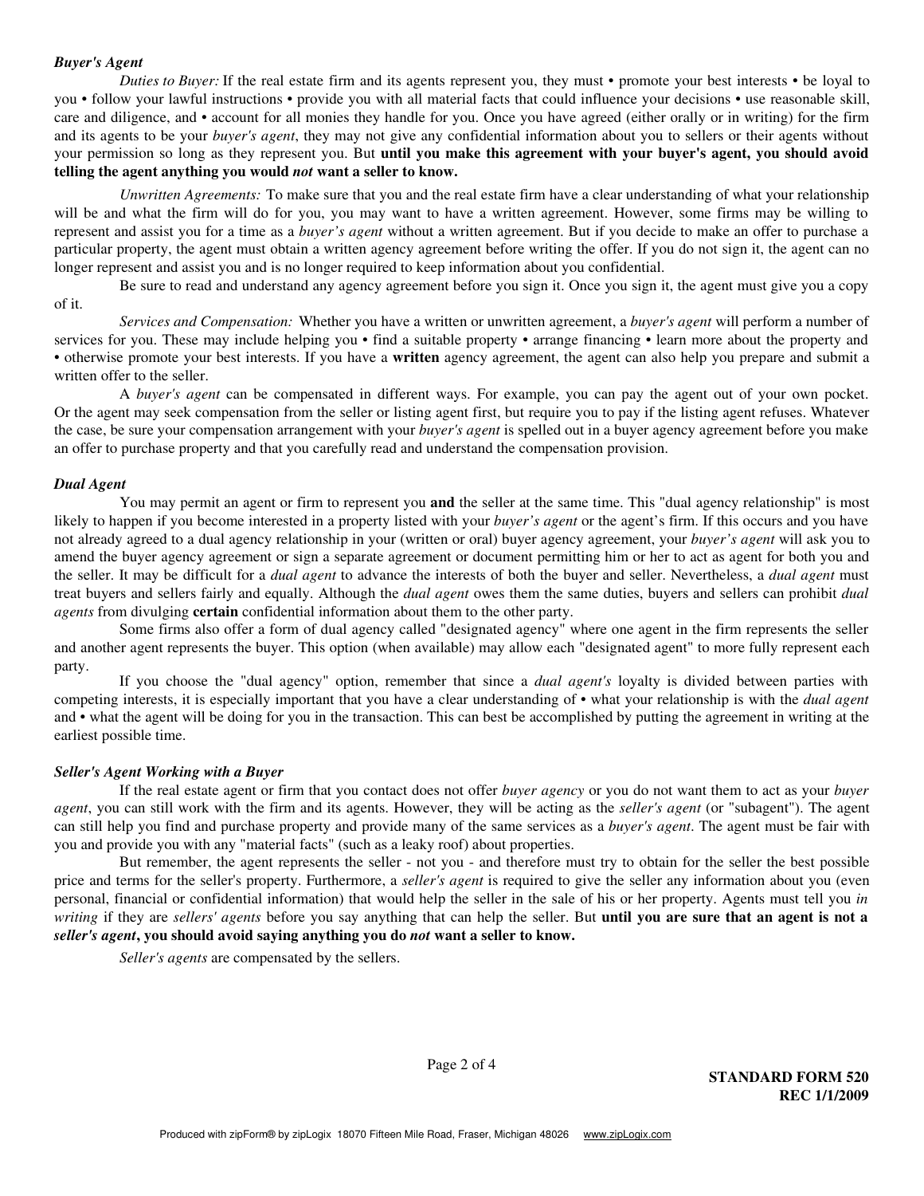***Buyer's Agent***

*Duties to Buyer:* If the real estate firm and its agents represent you, they must • promote your best interests • be loyal to you • follow your lawful instructions • provide you with all material facts that could influence your decisions • use reasonable skill, care and diligence, and • account for all monies they handle for you. Once you have agreed (either orally or in writing) for the firm and its agents to be your *buyer's agent*, they may not give any confidential information about you to sellers or their agents without your permission so long as they represent you. But **until you make this agreement with your buyer's agent, you should avoid telling the agent anything you would *not* want a seller to know.**

*Unwritten Agreements:* To make sure that you and the real estate firm have a clear understanding of what your relationship will be and what the firm will do for you, you may want to have a written agreement. However, some firms may be willing to represent and assist you for a time as a *buyer's agent* without a written agreement. But if you decide to make an offer to purchase a particular property, the agent must obtain a written agency agreement before writing the offer. If you do not sign it, the agent can no longer represent and assist you and is no longer required to keep information about you confidential.

Be sure to read and understand any agency agreement before you sign it. Once you sign it, the agent must give you a copy of it.

*Services and Compensation:* Whether you have a written or unwritten agreement, a *buyer's agent* will perform a number of services for you. These may include helping you • find a suitable property • arrange financing • learn more about the property and • otherwise promote your best interests. If you have a **written** agency agreement, the agent can also help you prepare and submit a written offer to the seller.

A *buyer's agent* can be compensated in different ways. For example, you can pay the agent out of your own pocket. Or the agent may seek compensation from the seller or listing agent first, but require you to pay if the listing agent refuses. Whatever the case, be sure your compensation arrangement with your *buyer's agent* is spelled out in a buyer agency agreement before you make an offer to purchase property and that you carefully read and understand the compensation provision.

***Dual Agent***

You may permit an agent or firm to represent you **and** the seller at the same time. This "dual agency relationship" is most likely to happen if you become interested in a property listed with your *buyer's agent* or the agent's firm. If this occurs and you have not already agreed to a dual agency relationship in your (written or oral) buyer agency agreement, your *buyer's agent* will ask you to amend the buyer agency agreement or sign a separate agreement or document permitting him or her to act as agent for both you and the seller. It may be difficult for a *dual agent* to advance the interests of both the buyer and seller. Nevertheless, a *dual agent* must treat buyers and sellers fairly and equally. Although the *dual agent* owes them the same duties, buyers and sellers can prohibit *dual agents* from divulging **certain** confidential information about them to the other party.

Some firms also offer a form of dual agency called "designated agency" where one agent in the firm represents the seller and another agent represents the buyer. This option (when available) may allow each "designated agent" to more fully represent each party.

If you choose the "dual agency" option, remember that since a *dual agent's* loyalty is divided between parties with competing interests, it is especially important that you have a clear understanding of • what your relationship is with the *dual agent* and • what the agent will be doing for you in the transaction. This can best be accomplished by putting the agreement in writing at the earliest possible time.

***Seller's Agent Working with a Buyer***

If the real estate agent or firm that you contact does not offer *buyer agency* or you do not want them to act as your *buyer agent*, you can still work with the firm and its agents. However, they will be acting as the *seller's agent* (or "subagent"). The agent can still help you find and purchase property and provide many of the same services as a *buyer's agent*. The agent must be fair with you and provide you with any "material facts" (such as a leaky roof) about properties.

But remember, the agent represents the seller - not you - and therefore must try to obtain for the seller the best possible price and terms for the seller's property. Furthermore, a *seller's agent* is required to give the seller any information about you (even personal, financial or confidential information) that would help the seller in the sale of his or her property. Agents must tell you *in writing* if they are *sellers' agents* before you say anything that can help the seller. But **until you are sure that an agent is not a *seller's agent*, you should avoid saying anything you do *not* want a seller to know.**

*Seller's agents* are compensated by the sellers.

**STANDARD FORM 520**
**REC 1/1/2009**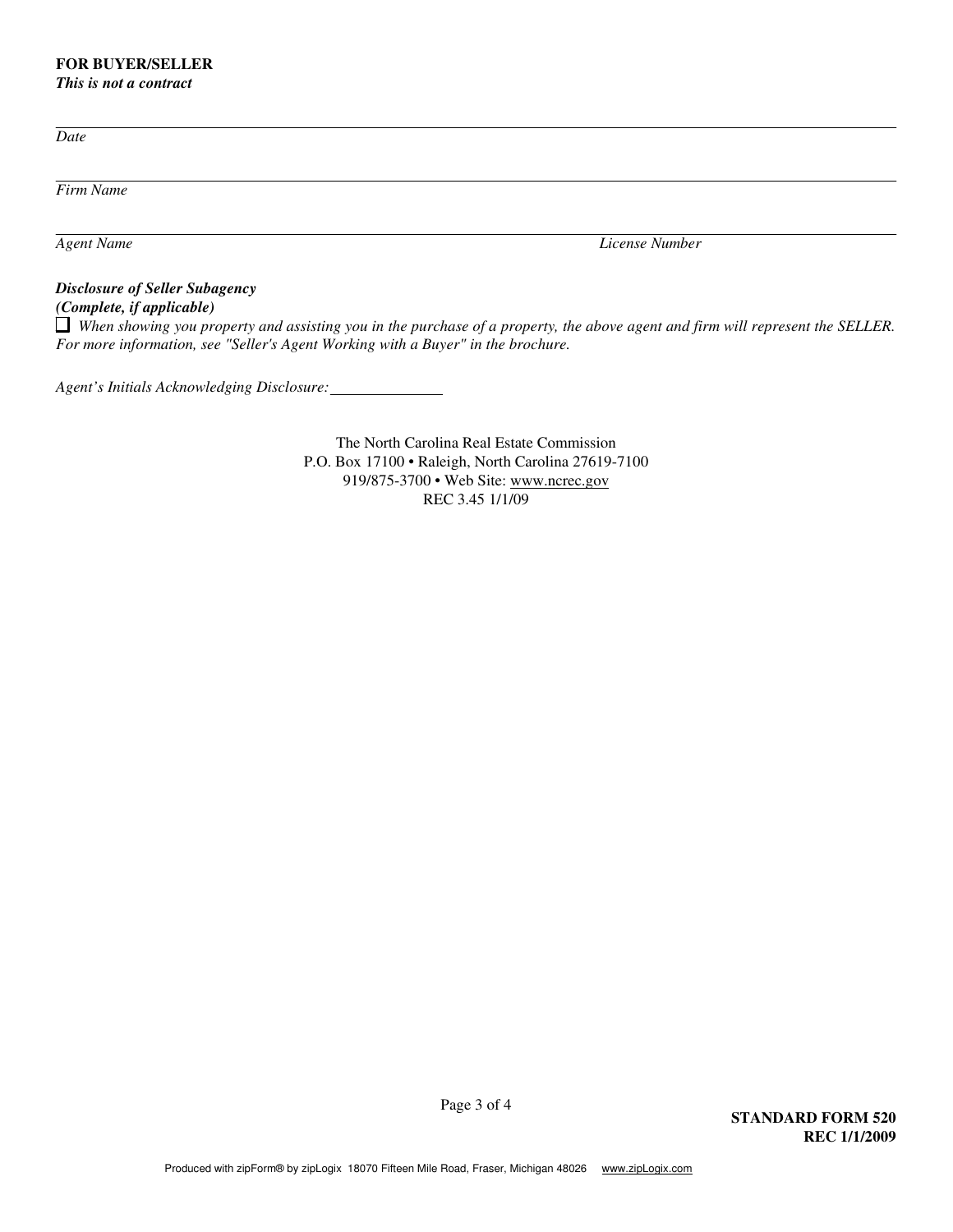**FOR BUYER/SELLER**
***This is not a contract***

_______________________________________________
*Date*

_______________________________________________
*Firm Name*

_______________________________________________
*Agent Name* *License Number*

***Disclosure of Seller Subagency***
***(Complete, if applicable)***

☐ *When showing you property and assisting you in the purchase of a property, the above agent and firm will represent the SELLER. For more information, see "Seller's Agent Working with a Buyer" in the brochure.*

*Agent's Initials Acknowledging Disclosure:* ______________

The North Carolina Real Estate Commission
P.O. Box 17100 • Raleigh, North Carolina 27619-7100
919/875-3700 • Web Site: www.ncrec.gov
REC 3.45 1/1/09

**STANDARD FORM 520**
**REC 1/1/2009**

Produced with zipForm® by zipLogix 18070 Fifteen Mile Road, Fraser, Michigan 48026 www.zipLogix.com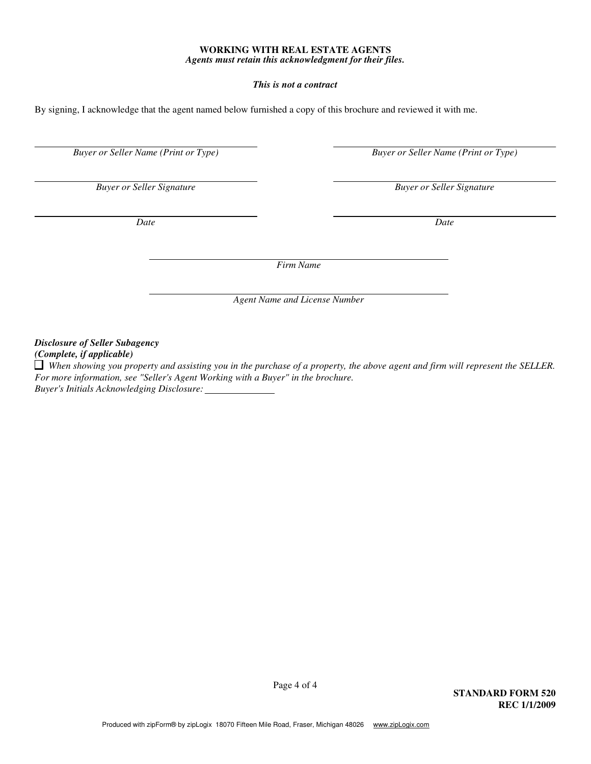**WORKING WITH REAL ESTATE AGENTS**
***Agents must retain this acknowledgment for their files.***

***This is not a contract***

By signing, I acknowledge that the agent named below furnished a copy of this brochure and reviewed it with me.

\_\_\_\_\_\_\_\_\_\_\_\_\_\_\_\_\_\_\_\_\_\_\_\_\_\_\_\_\_\_
*Buyer or Seller Name (Print or Type)*

\_\_\_\_\_\_\_\_\_\_\_\_\_\_\_\_\_\_\_\_\_\_\_\_\_\_\_\_\_\_
*Buyer or Seller Signature*

\_\_\_\_\_\_\_\_\_\_\_\_\_\_\_\_\_\_\_\_\_\_\_\_\_\_\_\_\_\_
*Date*

\_\_\_\_\_\_\_\_\_\_\_\_\_\_\_\_\_\_\_\_\_\_\_\_\_\_\_\_\_\_
*Buyer or Seller Name (Print or Type)*

\_\_\_\_\_\_\_\_\_\_\_\_\_\_\_\_\_\_\_\_\_\_\_\_\_\_\_\_\_\_
*Buyer or Seller Signature*

\_\_\_\_\_\_\_\_\_\_\_\_\_\_\_\_\_\_\_\_\_\_\_\_\_\_\_\_\_\_
*Date*

\_\_\_\_\_\_\_\_\_\_\_\_\_\_\_\_\_\_\_\_\_\_\_\_\_\_\_\_\_\_
*Firm Name*

\_\_\_\_\_\_\_\_\_\_\_\_\_\_\_\_\_\_\_\_\_\_\_\_\_\_\_\_\_\_
*Agent Name and License Number*

***Disclosure of Seller Subagency***
***(Complete, if applicable)***
☐ *When showing you property and assisting you in the purchase of a property, the above agent and firm will represent the SELLER. For more information, see "Seller's Agent Working with a Buyer" in the brochure.*
*Buyer's Initials Acknowledging Disclosure:* \_\_\_\_\_\_\_\_\_\_\_\_

**STANDARD FORM 520**
**REC 1/1/2009**

Produced with zipForm® by zipLogix 18070 Fifteen Mile Road, Fraser, Michigan 48026 www.zipLogix.com